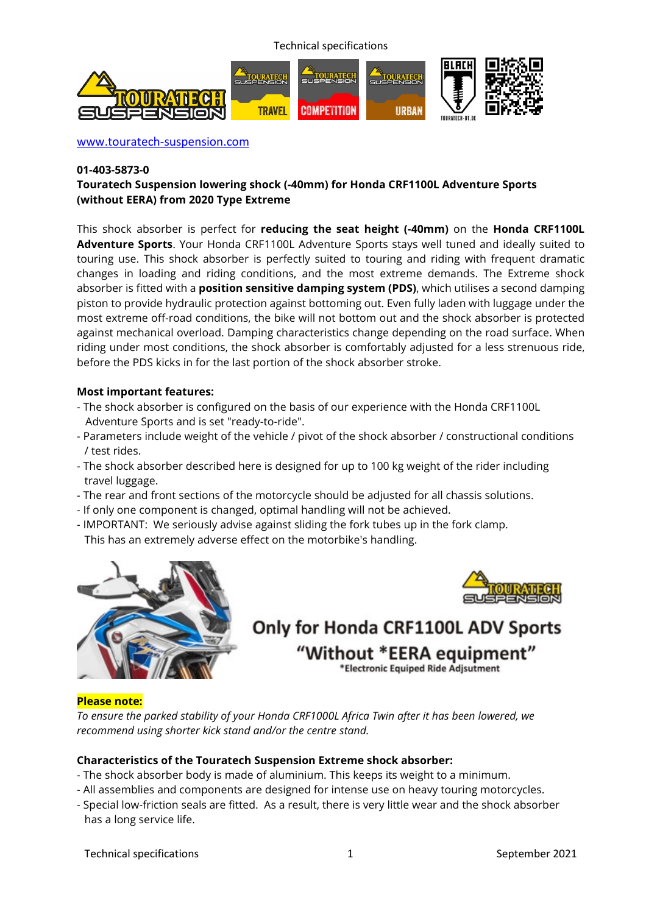www.touratech-suspension.com

**01-403-5873-0**
**Touratech Suspension lowering shock (-40mm) for Honda CRF1100L Adventure Sports (without EERA) from 2020 Type Extreme**

This shock absorber is perfect for **reducing the seat height (-40mm)** on the **Honda CRF1100L Adventure Sports**. Your Honda CRF1100L Adventure Sports stays well tuned and ideally suited to touring use. This shock absorber is perfectly suited to touring and riding with frequent dramatic changes in loading and riding conditions, and the most extreme demands. The Extreme shock absorber is fitted with a **position sensitive damping system (PDS)**, which utilises a second damping piston to provide hydraulic protection against bottoming out. Even fully laden with luggage under the most extreme off-road conditions, the bike will not bottom out and the shock absorber is protected against mechanical overload. Damping characteristics change depending on the road surface. When riding under most conditions, the shock absorber is comfortably adjusted for a less strenuous ride, before the PDS kicks in for the last portion of the shock absorber stroke.

**Most important features:**
- The shock absorber is configured on the basis of our experience with the Honda CRF1100L Adventure Sports and is set "ready-to-ride".
- Parameters include weight of the vehicle / pivot of the shock absorber / constructional conditions / test rides.
- The shock absorber described here is designed for up to 100 kg weight of the rider including travel luggage.
- The rear and front sections of the motorcycle should be adjusted for all chassis solutions.
- If only one component is changed, optimal handling will not be achieved.
- IMPORTANT: We seriously advise against sliding the fork tubes up in the fork clamp. This has an extremely adverse effect on the motorbike's handling.

**Only for Honda CRF1100L ADV Sports**
**"Without *EERA equipment"**
*Electronic Equiped Ride Adjsutment

**Please note:**
*To ensure the parked stability of your Honda CRF1000L Africa Twin after it has been lowered, we recommend using shorter kick stand and/or the centre stand.*

**Characteristics of the Touratech Suspension Extreme shock absorber:**
- The shock absorber body is made of aluminium. This keeps its weight to a minimum.
- All assemblies and components are designed for intense use on heavy touring motorcycles.
- Special low-friction seals are fitted. As a result, there is very little wear and the shock absorber has a long service life.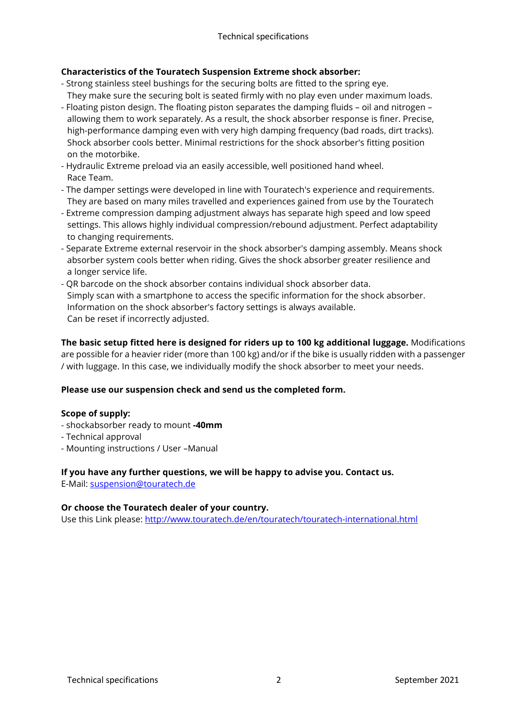**Characteristics of the Touratech Suspension Extreme shock absorber:**

- Strong stainless steel bushings for the securing bolts are fitted to the spring eye. They make sure the securing bolt is seated firmly with no play even under maximum loads.
- Floating piston design. The floating piston separates the damping fluids – oil and nitrogen – allowing them to work separately. As a result, the shock absorber response is finer. Precise, high-performance damping even with very high damping frequency (bad roads, dirt tracks). Shock absorber cools better. Minimal restrictions for the shock absorber's fitting position on the motorbike.
- Hydraulic Extreme preload via an easily accessible, well positioned hand wheel. Race Team.
- The damper settings were developed in line with Touratech's experience and requirements. They are based on many miles travelled and experiences gained from use by the Touratech
- Extreme compression damping adjustment always has separate high speed and low speed settings. This allows highly individual compression/rebound adjustment. Perfect adaptability to changing requirements.
- Separate Extreme external reservoir in the shock absorber's damping assembly. Means shock absorber system cools better when riding. Gives the shock absorber greater resilience and a longer service life.
- QR barcode on the shock absorber contains individual shock absorber data. Simply scan with a smartphone to access the specific information for the shock absorber. Information on the shock absorber's factory settings is always available. Can be reset if incorrectly adjusted.

**The basic setup fitted here is designed for riders up to 100 kg additional luggage.** Modifications are possible for a heavier rider (more than 100 kg) and/or if the bike is usually ridden with a passenger / with luggage. In this case, we individually modify the shock absorber to meet your needs.

**Please use our suspension check and send us the completed form.**

**Scope of supply:**

- shockabsorber ready to mount **-40mm**
- Technical approval
- Mounting instructions / User –Manual

**If you have any further questions, we will be happy to advise you. Contact us.**

E-Mail: suspension@touratech.de

**Or choose the Touratech dealer of your country.**

Use this Link please: http://www.touratech.de/en/touratech/touratech-international.html